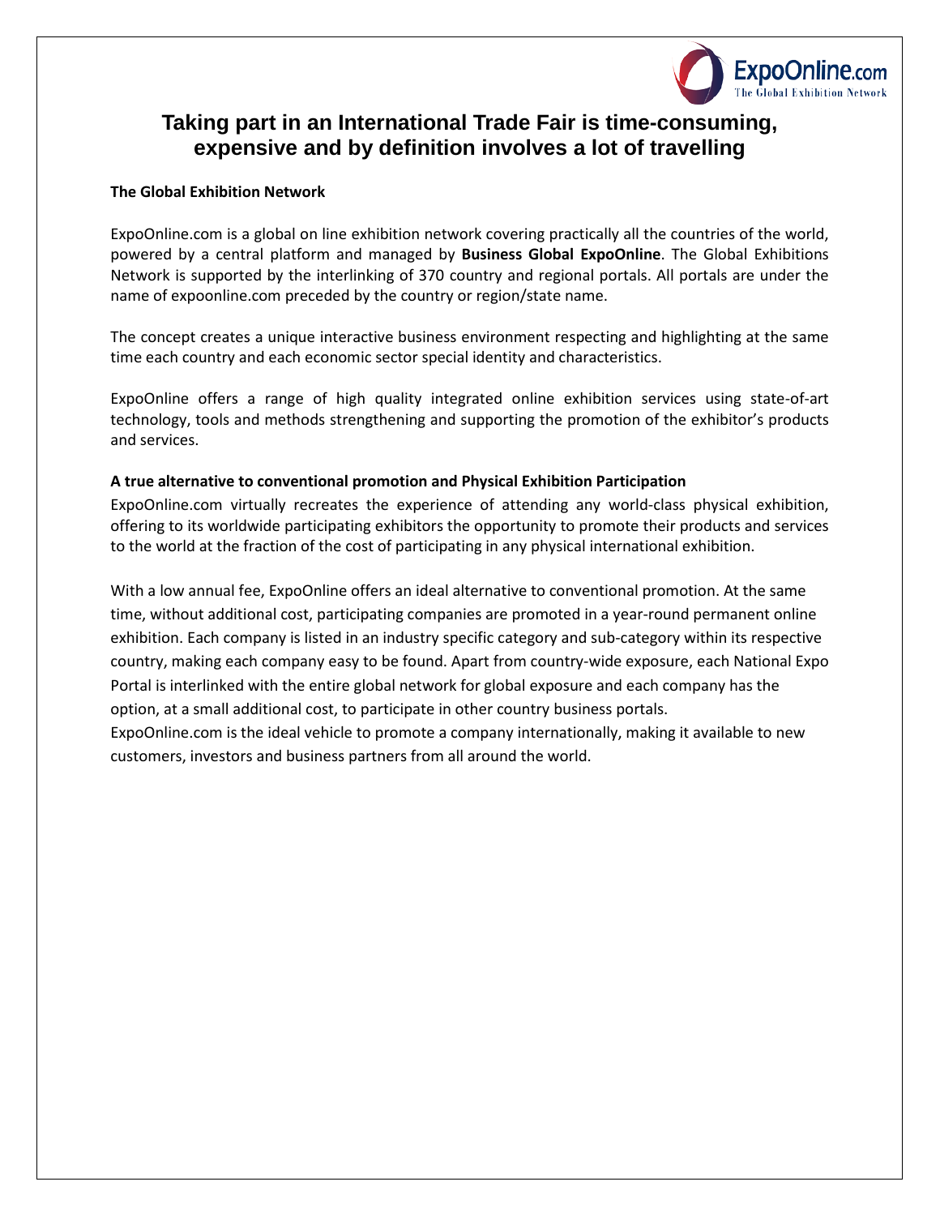# Taking part in an International Trade Fair is time-consuming, expensive and by definition involves a lot of travelling

**The Global Exhibition Network**

ExpoOnline.com is a global on line exhibition network covering practically all the countries of the world, powered by a central platform and managed by **Business Global ExpoOnline**. The Global Exhibitions Network is supported by the interlinking of 370 country and regional portals. All portals are under the name of expoonline.com preceded by the country or region/state name.

The concept creates a unique interactive business environment respecting and highlighting at the same time each country and each economic sector special identity and characteristics.

ExpoOnline offers a range of high quality integrated online exhibition services using state-of-art technology, tools and methods strengthening and supporting the promotion of the exhibitor's products and services.

**A true alternative to conventional promotion and Physical Exhibition Participation**

ExpoOnline.com virtually recreates the experience of attending any world-class physical exhibition, offering to its worldwide participating exhibitors the opportunity to promote their products and services to the world at the fraction of the cost of participating in any physical international exhibition.

With a low annual fee, ExpoOnline offers an ideal alternative to conventional promotion. At the same time, without additional cost, participating companies are promoted in a year-round permanent online exhibition. Each company is listed in an industry specific category and sub-category within its respective country, making each company easy to be found. Apart from country-wide exposure, each National Expo Portal is interlinked with the entire global network for global exposure and each company has the option, at a small additional cost, to participate in other country business portals.

ExpoOnline.com is the ideal vehicle to promote a company internationally, making it available to new customers, investors and business partners from all around the world.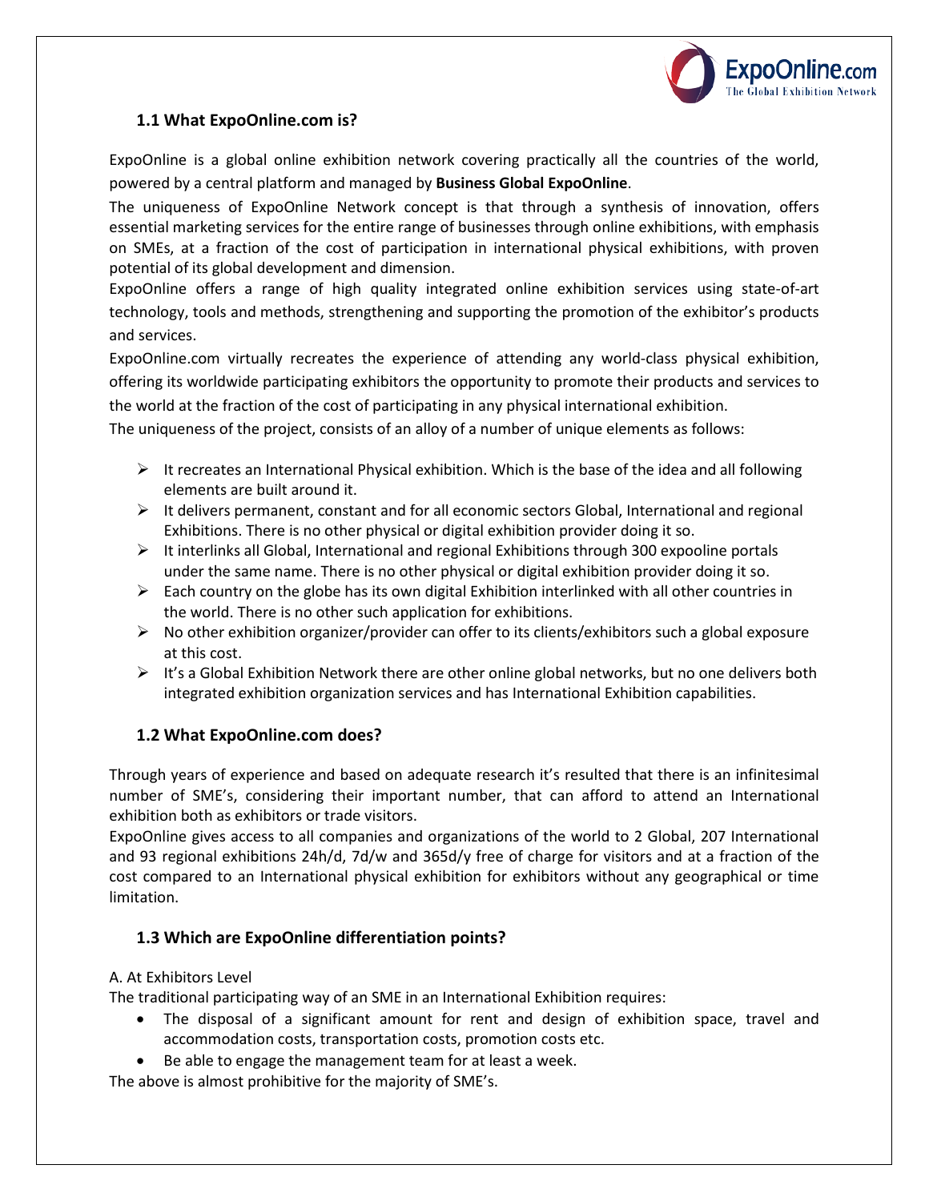### 1.1 What ExpoOnline.com is?

ExpoOnline is a global online exhibition network covering practically all the countries of the world, powered by a central platform and managed by **Business Global ExpoOnline**.

The uniqueness of ExpoOnline Network concept is that through a synthesis of innovation, offers essential marketing services for the entire range of businesses through online exhibitions, with emphasis on SMEs, at a fraction of the cost of participation in international physical exhibitions, with proven potential of its global development and dimension.

ExpoOnline offers a range of high quality integrated online exhibition services using state-of-art technology, tools and methods, strengthening and supporting the promotion of the exhibitor's products and services.

ExpoOnline.com virtually recreates the experience of attending any world-class physical exhibition, offering its worldwide participating exhibitors the opportunity to promote their products and services to the world at the fraction of the cost of participating in any physical international exhibition.

The uniqueness of the project, consists of an alloy of a number of unique elements as follows:

- It recreates an International Physical exhibition. Which is the base of the idea and all following elements are built around it.
- It delivers permanent, constant and for all economic sectors Global, International and regional Exhibitions. There is no other physical or digital exhibition provider doing it so.
- It interlinks all Global, International and regional Exhibitions through 300 expoonline portals under the same name. There is no other physical or digital exhibition provider doing it so.
- Each country on the globe has its own digital Exhibition interlinked with all other countries in the world. There is no other such application for exhibitions.
- No other exhibition organizer/provider can offer to its clients/exhibitors such a global exposure at this cost.
- It's a Global Exhibition Network there are other online global networks, but no one delivers both integrated exhibition organization services and has International Exhibition capabilities.

### 1.2 What ExpoOnline.com does?

Through years of experience and based on adequate research it's resulted that there is an infinitesimal number of SME's, considering their important number, that can afford to attend an International exhibition both as exhibitors or trade visitors.

ExpoOnline gives access to all companies and organizations of the world to 2 Global, 207 International and 93 regional exhibitions 24h/d, 7d/w and 365d/y free of charge for visitors and at a fraction of the cost compared to an International physical exhibition for exhibitors without any geographical or time limitation.

### 1.3 Which are ExpoOnline differentiation points?

A. At Exhibitors Level

The traditional participating way of an SME in an International Exhibition requires:

- The disposal of a significant amount for rent and design of exhibition space, travel and accommodation costs, transportation costs, promotion costs etc.
- Be able to engage the management team for at least a week.

The above is almost prohibitive for the majority of SME's.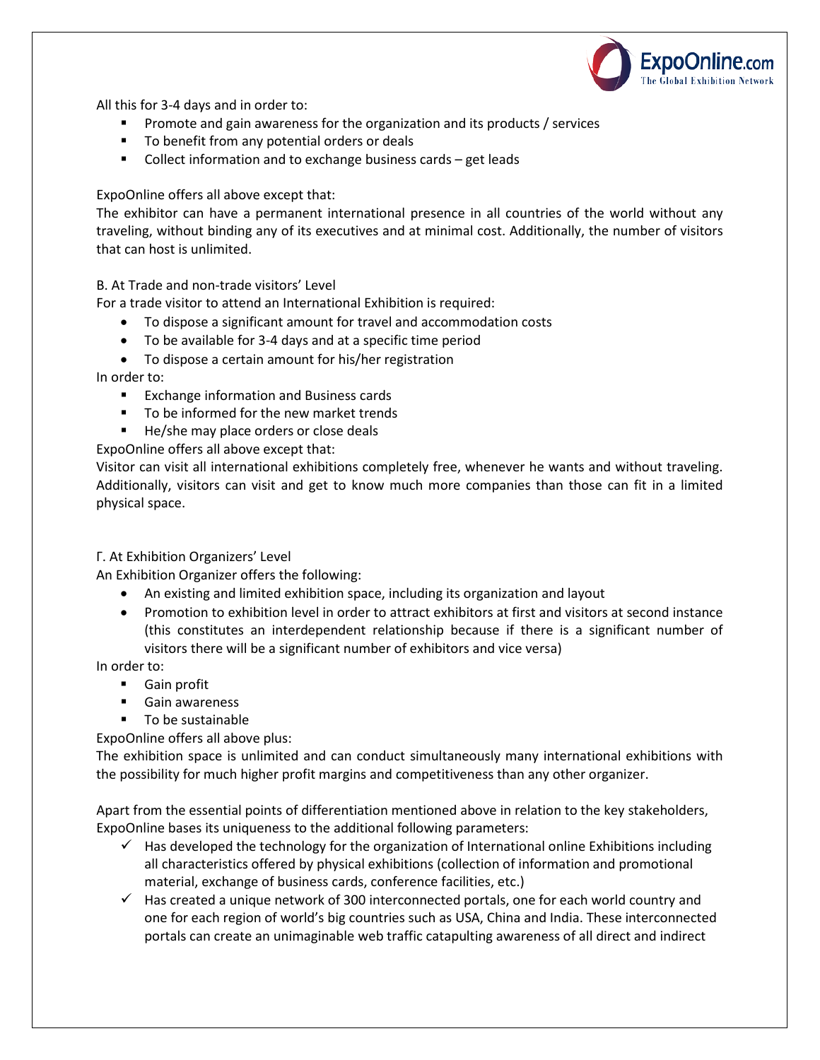All this for 3-4 days and in order to:

- Promote and gain awareness for the organization and its products / services
- To benefit from any potential orders or deals
- Collect information and to exchange business cards – get leads

ExpoOnline offers all above except that:
The exhibitor can have a permanent international presence in all countries of the world without any traveling, without binding any of its executives and at minimal cost. Additionally, the number of visitors that can host is unlimited.

B. At Trade and non-trade visitors' Level
For a trade visitor to attend an International Exhibition is required:

- To dispose a significant amount for travel and accommodation costs
- To be available for 3-4 days and at a specific time period
- To dispose a certain amount for his/her registration

In order to:

- Exchange information and Business cards
- To be informed for the new market trends
- He/she may place orders or close deals

ExpoOnline offers all above except that:
Visitor can visit all international exhibitions completely free, whenever he wants and without traveling. Additionally, visitors can visit and get to know much more companies than those can fit in a limited physical space.

Γ. At Exhibition Organizers' Level
An Exhibition Organizer offers the following:

- An existing and limited exhibition space, including its organization and layout
- Promotion to exhibition level in order to attract exhibitors at first and visitors at second instance (this constitutes an interdependent relationship because if there is a significant number of visitors there will be a significant number of exhibitors and vice versa)

In order to:

- Gain profit
- Gain awareness
- To be sustainable

ExpoOnline offers all above plus:
The exhibition space is unlimited and can conduct simultaneously many international exhibitions with the possibility for much higher profit margins and competitiveness than any other organizer.

Apart from the essential points of differentiation mentioned above in relation to the key stakeholders, ExpoOnline bases its uniqueness to the additional following parameters:

- ✓ Has developed the technology for the organization of International online Exhibitions including all characteristics offered by physical exhibitions (collection of information and promotional material, exchange of business cards, conference facilities, etc.)
- ✓ Has created a unique network of 300 interconnected portals, one for each world country and one for each region of world's big countries such as USA, China and India. These interconnected portals can create an unimaginable web traffic catapulting awareness of all direct and indirect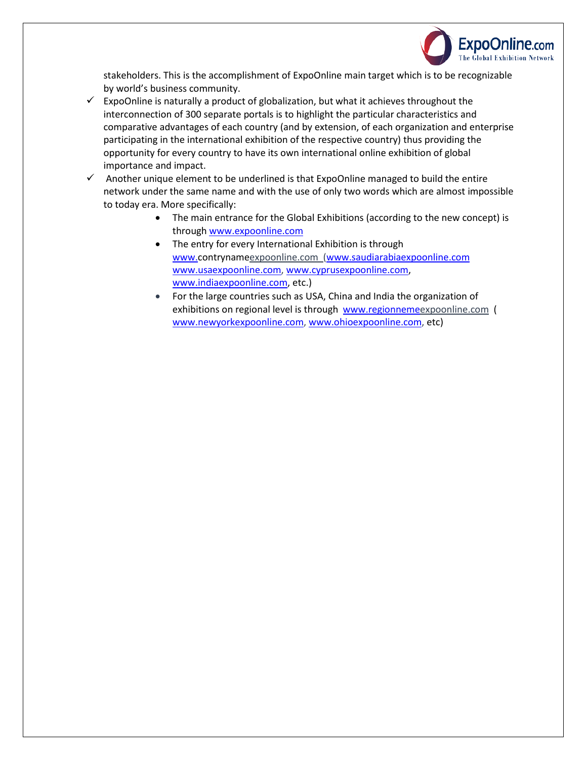stakeholders. This is the accomplishment of ExpoOnline main target which is to be recognizable by world's business community.

- ✓ ExpoOnline is naturally a product of globalization, but what it achieves throughout the interconnection of 300 separate portals is to highlight the particular characteristics and comparative advantages of each country (and by extension, of each organization and enterprise participating in the international exhibition of the respective country) thus providing the opportunity for every country to have its own international online exhibition of global importance and impact.
- ✓ Another unique element to be underlined is that ExpoOnline managed to build the entire network under the same name and with the use of only two words which are almost impossible to today era. More specifically:
  - The main entrance for the Global Exhibitions (according to the new concept) is through www.expoonline.com
  - The entry for every International Exhibition is through www.contrynameexpoonline.com (www.saudiarabiaexpoonline.com www.usaexpoonline.com, www.cyprusexpoonline.com, www.indiaexpoonline.com, etc.)
  - For the large countries such as USA, China and India the organization of exhibitions on regional level is through www.regionnemeexpoonline.com ( www.newyorkexpoonline.com, www.ohioexpoonline.com, etc)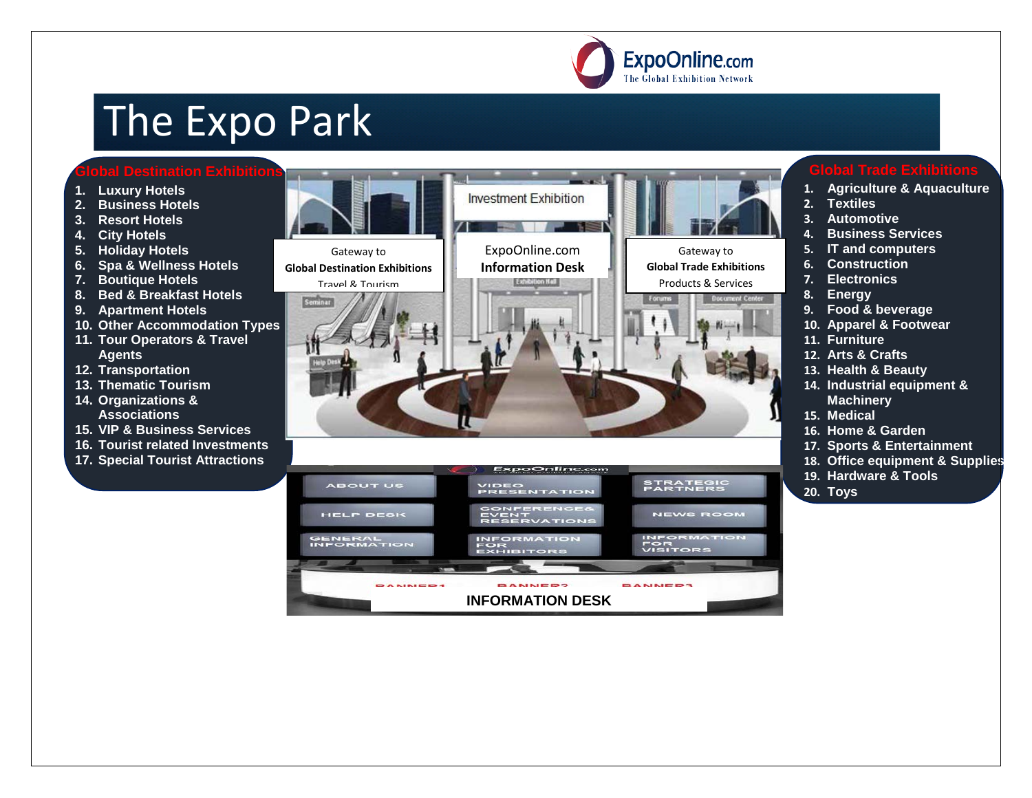ExpoOnline.com
The Global Exhibition Network

# The Expo Park

## Global Destination Exhibitions

1. Luxury Hotels
2. Business Hotels
3. Resort Hotels
4. City Hotels
5. Holiday Hotels
6. Spa & Wellness Hotels
7. Boutique Hotels
8. Bed & Breakfast Hotels
9. Apartment Hotels
10. Other Accommodation Types
11. Tour Operators & Travel Agents
12. Transportation
13. Thematic Tourism
14. Organizations & Associations
15. VIP & Business Services
16. Tourist related Investments
17. Special Tourist Attractions

Investment Exhibition

Gateway to **Global Destination Exhibitions** Travel & Tourism

ExpoOnline.com **Information Desk**

Gateway to **Global Trade Exhibitions** Products & Services

ABOUT US | VIDEO PRESENTATION | STRATEGIC PARTNERS

HELP DESK | CONFERENCES& EVENT RESERVATIONS | NEWS ROOM

GENERAL INFORMATION | INFORMATION FOR EXHIBITORS | INFORMATION FOR VISITORS

BANNER1 BANNER2 BANNER3

**INFORMATION DESK**

## Global Trade Exhibitions

1. Agriculture & Aquaculture
2. Textiles
3. Automotive
4. Business Services
5. IT and computers
6. Construction
7. Electronics
8. Energy
9. Food & beverage
10. Apparel & Footwear
11. Furniture
12. Arts & Crafts
13. Health & Beauty
14. Industrial equipment & Machinery
15. Medical
16. Home & Garden
17. Sports & Entertainment
18. Office equipment & Supplies
19. Hardware & Tools
20. Toys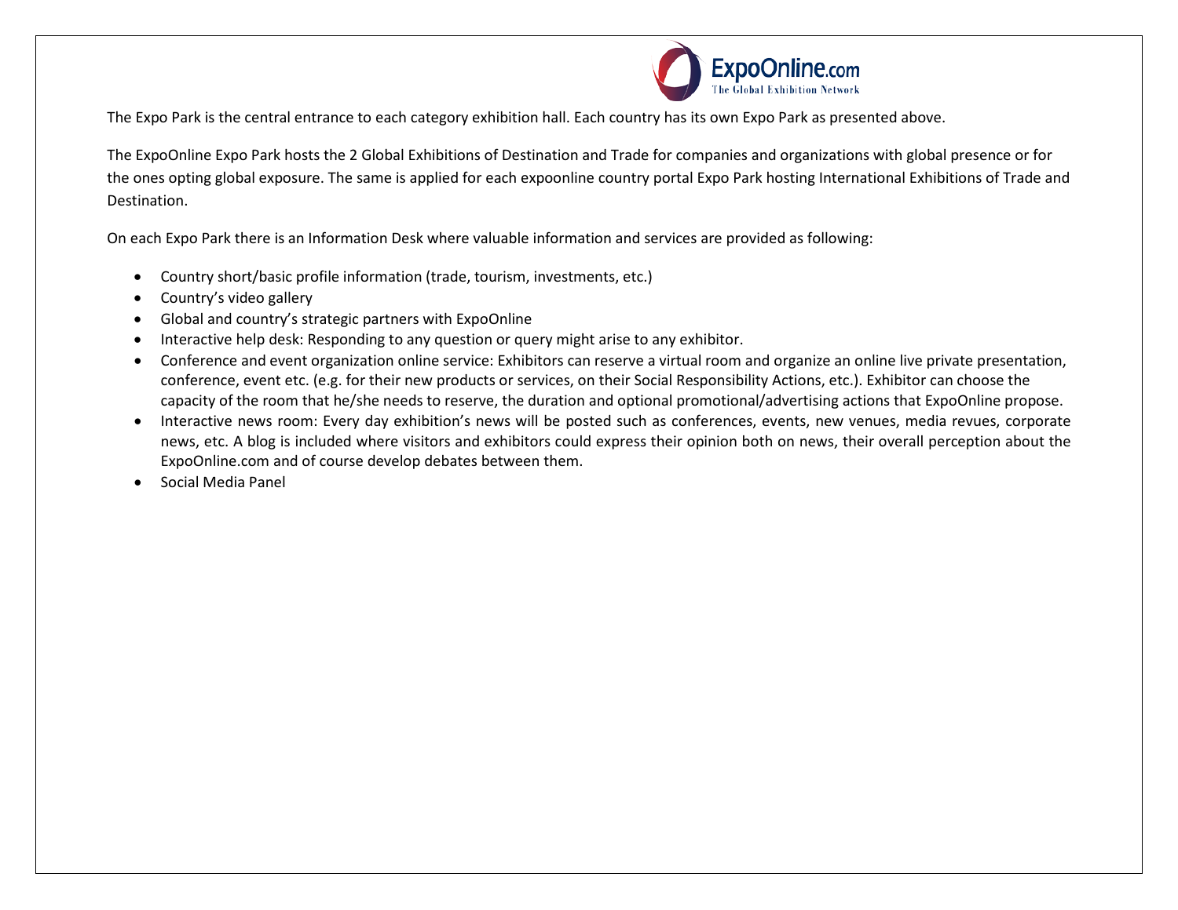The Expo Park is the central entrance to each category exhibition hall. Each country has its own Expo Park as presented above.

The ExpoOnline Expo Park hosts the 2 Global Exhibitions of Destination and Trade for companies and organizations with global presence or for the ones opting global exposure. The same is applied for each expoonline country portal Expo Park hosting International Exhibitions of Trade and Destination.

On each Expo Park there is an Information Desk where valuable information and services are provided as following:

- Country short/basic profile information (trade, tourism, investments, etc.)
- Country's video gallery
- Global and country's strategic partners with ExpoOnline
- Interactive help desk: Responding to any question or query might arise to any exhibitor.
- Conference and event organization online service: Exhibitors can reserve a virtual room and organize an online live private presentation, conference, event etc. (e.g. for their new products or services, on their Social Responsibility Actions, etc.). Exhibitor can choose the capacity of the room that he/she needs to reserve, the duration and optional promotional/advertising actions that ExpoOnline propose.
- Interactive news room: Every day exhibition's news will be posted such as conferences, events, new venues, media revues, corporate news, etc. A blog is included where visitors and exhibitors could express their opinion both on news, their overall perception about the ExpoOnline.com and of course develop debates between them.
- Social Media Panel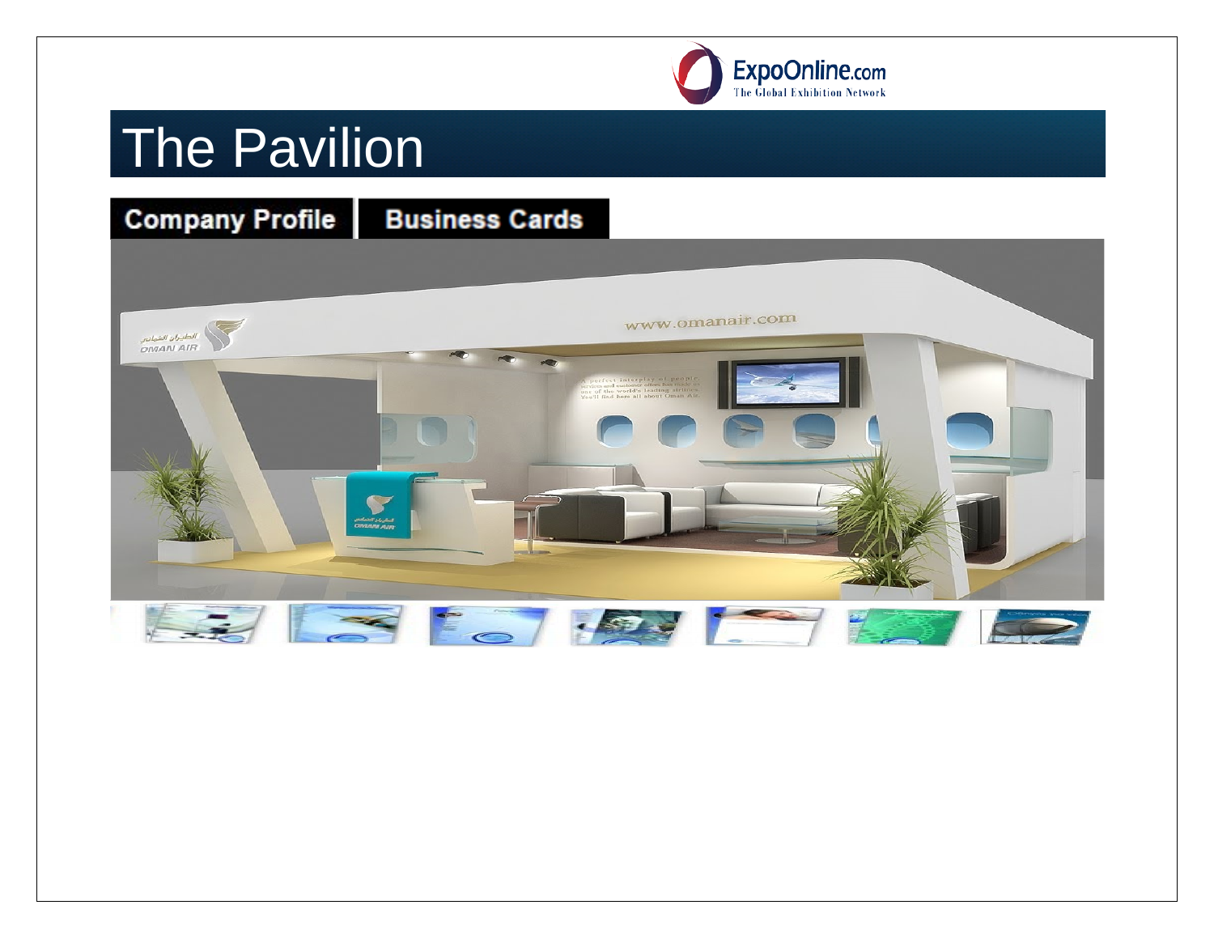# The Pavilion

**Company Profile** **Business Cards**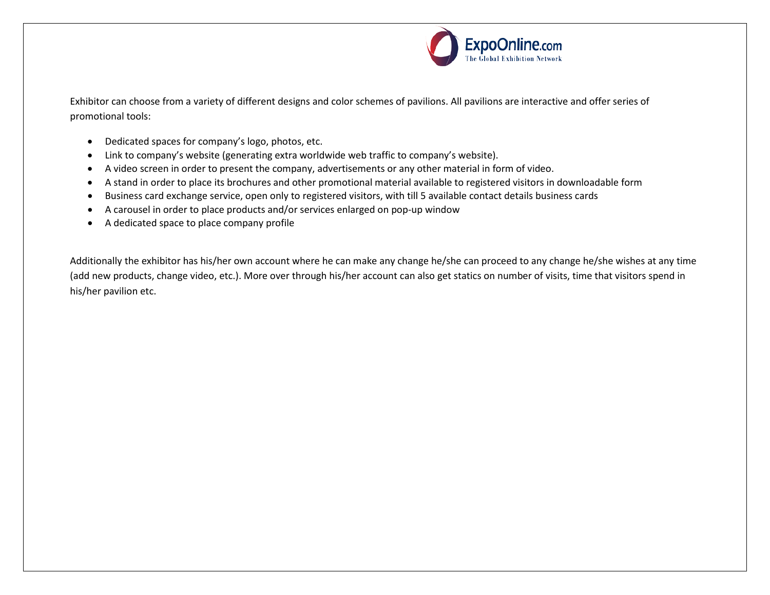Exhibitor can choose from a variety of different designs and color schemes of pavilions. All pavilions are interactive and offer series of promotional tools:

- Dedicated spaces for company's logo, photos, etc.
- Link to company's website (generating extra worldwide web traffic to company's website).
- A video screen in order to present the company, advertisements or any other material in form of video.
- A stand in order to place its brochures and other promotional material available to registered visitors in downloadable form
- Business card exchange service, open only to registered visitors, with till 5 available contact details business cards
- A carousel in order to place products and/or services enlarged on pop-up window
- A dedicated space to place company profile

Additionally the exhibitor has his/her own account where he can make any change he/she can proceed to any change he/she wishes at any time (add new products, change video, etc.). More over through his/her account can also get statics on number of visits, time that visitors spend in his/her pavilion etc.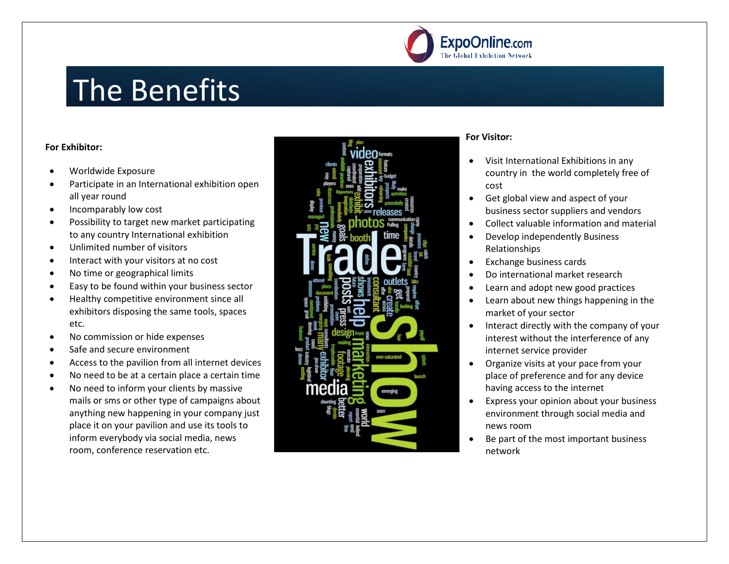# The Benefits

**For Exhibitor:**

- Worldwide Exposure
- Participate in an International exhibition open all year round
- Incomparably low cost
- Possibility to target new market participating to any country International exhibition
- Unlimited number of visitors
- Interact with your visitors at no cost
- No time or geographical limits
- Easy to be found within your business sector
- Healthy competitive environment since all exhibitors disposing the same tools, spaces etc.
- No commission or hide expenses
- Safe and secure environment
- Access to the pavilion from all internet devices
- No need to be at a certain place a certain time
- No need to inform your clients by massive mails or sms or other type of campaigns about anything new happening in your company just place it on your pavilion and use its tools to inform everybody via social media, news room, conference reservation etc.

**For Visitor:**

- Visit International Exhibitions in any country in the world completely free of cost
- Get global view and aspect of your business sector suppliers and vendors
- Collect valuable information and material
- Develop independently Business Relationships
- Exchange business cards
- Do international market research
- Learn and adopt new good practices
- Learn about new things happening in the market of your sector
- Interact directly with the company of your interest without the interference of any internet service provider
- Organize visits at your pace from your place of preference and for any device having access to the internet
- Express your opinion about your business environment through social media and news room
- Be part of the most important business network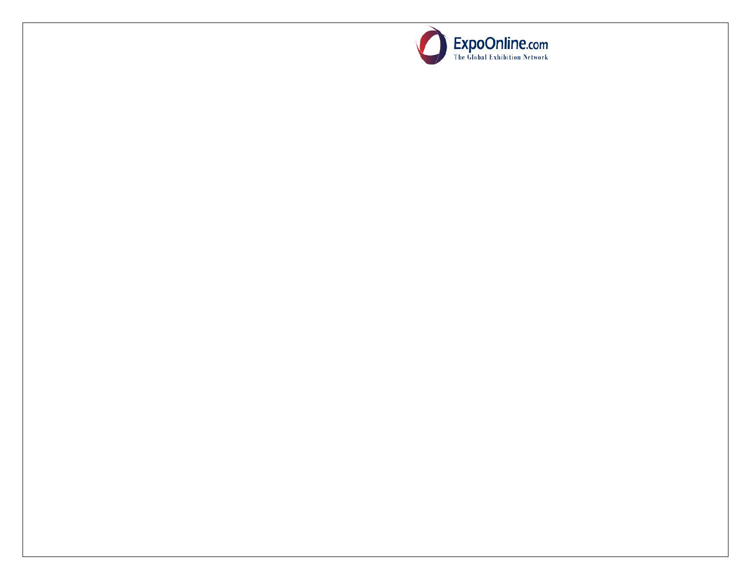ExpoOnline.com
The Global Exhibition Network